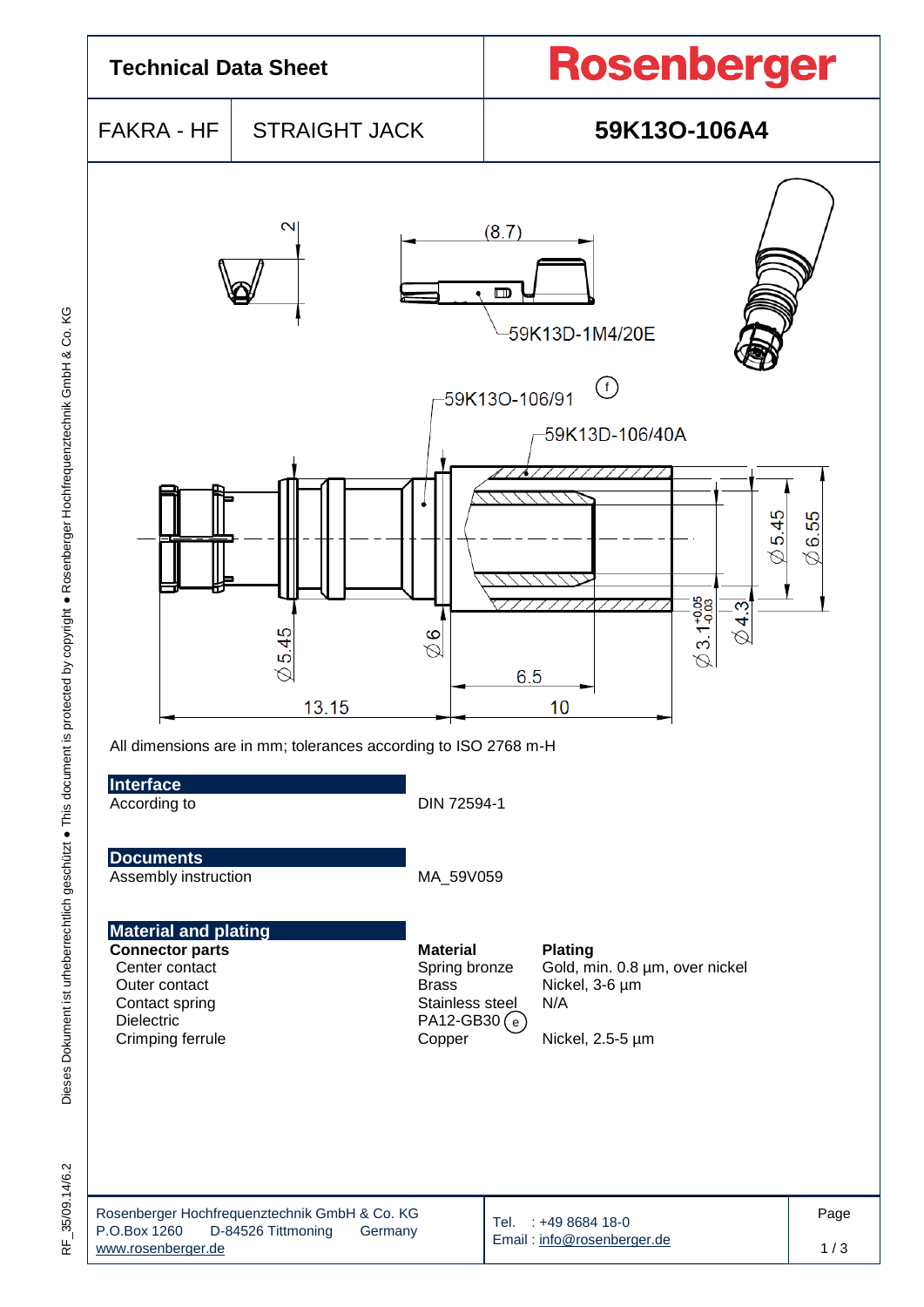# Technical Data Sheet

**Rosenberger**

| FAKRA - HF | STRAIGHT JACK | 59K13O-106A4 |
|---|---|---|

All dimensions are in mm; tolerances according to ISO 2768 m-H

## Interface

| | |
|---|---|
| According to | DIN 72594-1 |

## Documents

| | |
|---|---|
| Assembly instruction | MA_59V059 |

## Material and plating

| Connector parts | Material | Plating |
|---|---|---|
| Center contact | Spring bronze | Gold, min. 0.8 µm, over nickel |
| Outer contact | Brass | Nickel, 3-6 µm |
| Contact spring | Stainless steel | N/A |
| Dielectric | PA12-GB30 (e) | |
| Crimping ferrule | Copper | Nickel, 2.5-5 µm |

Rosenberger Hochfrequenztechnik GmbH & Co. KG
P.O.Box 1260 D-84526 Tittmoning Germany
www.rosenberger.de

Tel. : +49 8684 18-0
Email : info@rosenberger.de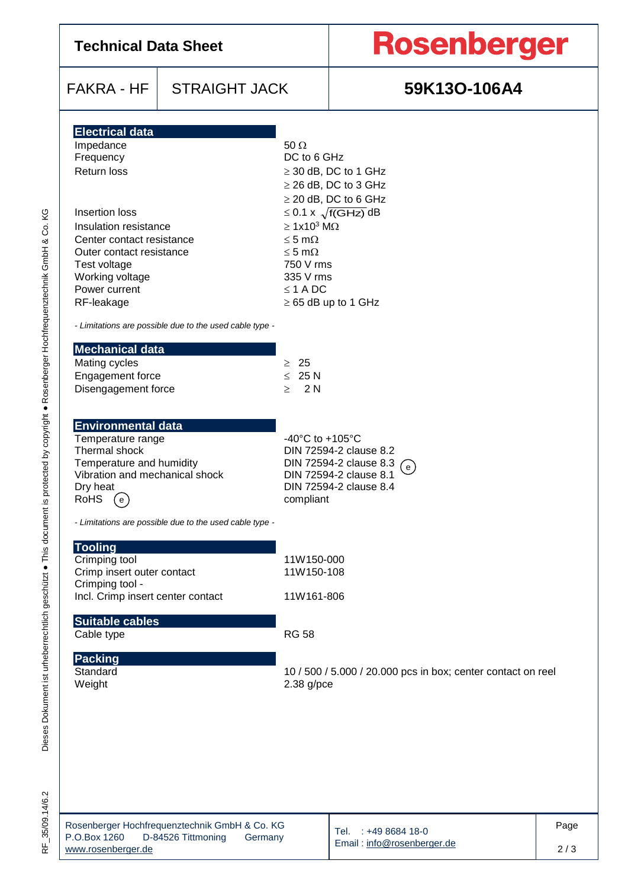# Technical Data Sheet

**Rosenberger**

| FAKRA - HF | STRAIGHT JACK | 59K13O-106A4 |
|---|---|---|

## Electrical data

| | |
|---|---|
| Impedance | 50 Ω |
| Frequency | DC to 6 GHz |
| Return loss | ≥ 30 dB, DC to 1 GHz |
| | ≥ 26 dB, DC to 3 GHz |
| | ≥ 20 dB, DC to 6 GHz |
| Insertion loss | $\leq 0.1 \times \sqrt{f(\text{GHz})}$ dB |
| Insulation resistance | $\geq 1\text{x}10^3$ MΩ |
| Center contact resistance | ≤ 5 mΩ |
| Outer contact resistance | ≤ 5 mΩ |
| Test voltage | 750 V rms |
| Working voltage | 335 V rms |
| Power current | ≤ 1 A DC |
| RF-leakage | ≥ 65 dB up to 1 GHz |

*- Limitations are possible due to the used cable type -*

## Mechanical data

| | |
|---|---|
| Mating cycles | ≥ 25 |
| Engagement force | ≤ 25 N |
| Disengagement force | ≥ 2 N |

## Environmental data

| | |
|---|---|
| Temperature range | -40°C to +105°C |
| Thermal shock | DIN 72594-2 clause 8.2 |
| Temperature and humidity | DIN 72594-2 clause 8.3 (e) |
| Vibration and mechanical shock | DIN 72594-2 clause 8.1 |
| Dry heat | DIN 72594-2 clause 8.4 |
| RoHS (e) | compliant |

*- Limitations are possible due to the used cable type -*

## Tooling

| | |
|---|---|
| Crimping tool | 11W150-000 |
| Crimp insert outer contact | 11W150-108 |
| Crimping tool - Incl. Crimp insert center contact | 11W161-806 |

## Suitable cables

| | |
|---|---|
| Cable type | RG 58 |

## Packing

| | |
|---|---|
| Standard | 10 / 500 / 5.000 / 20.000 pcs in box; center contact on reel |
| Weight | 2.38 g/pce |

Rosenberger Hochfrequenztechnik GmbH & Co. KG
P.O.Box 1260 D-84526 Tittmoning Germany
www.rosenberger.de

Tel. : +49 8684 18-0
Email : info@rosenberger.de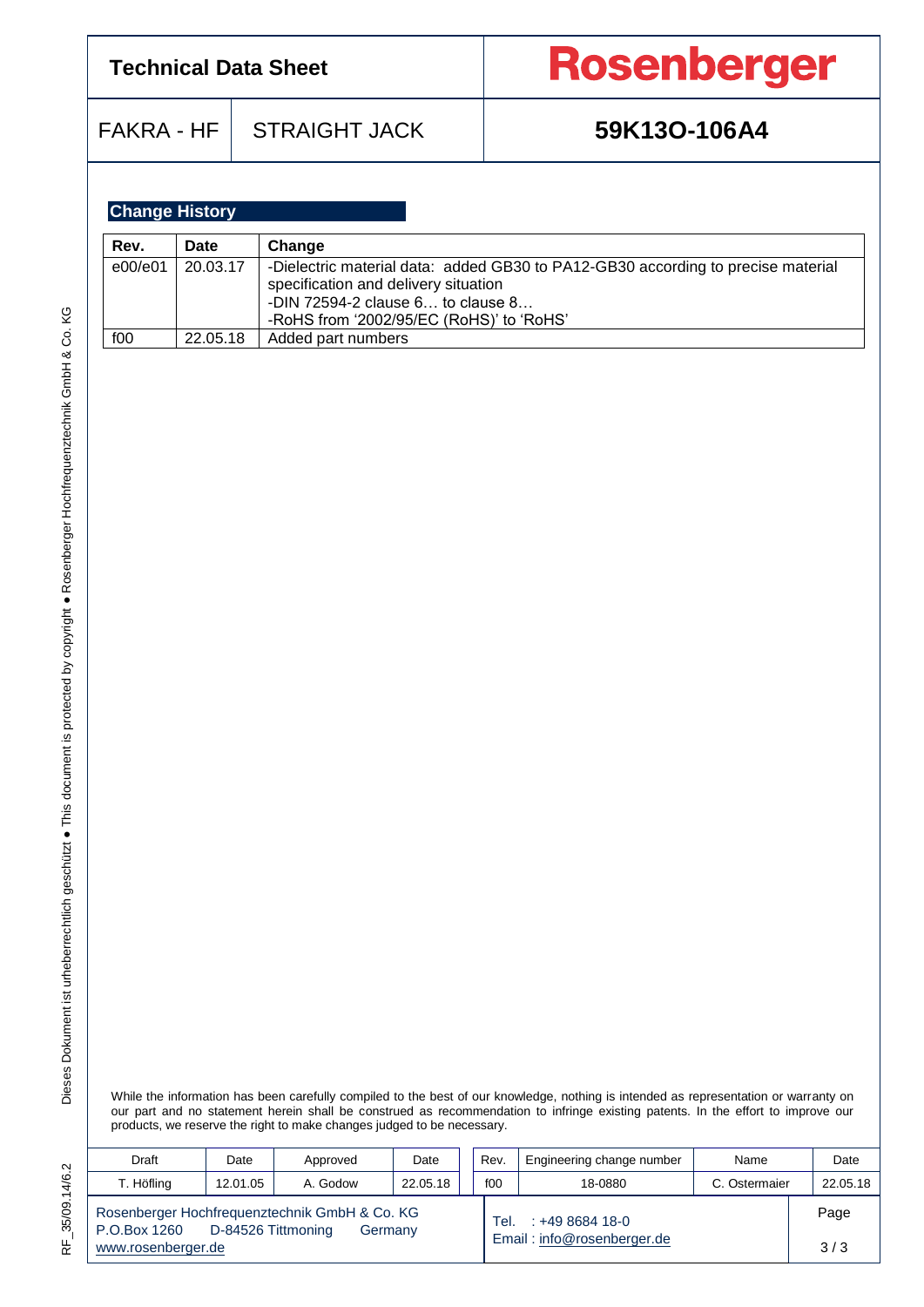# Technical Data Sheet

**Rosenberger**

FAKRA - HF | STRAIGHT JACK | **59K13O-106A4**

## Change History

| Rev. | Date | Change |
|---|---|---|
| e00/e01 | 20.03.17 | -Dielectric material data: added GB30 to PA12-GB30 according to precise material specification and delivery situation<br>-DIN 72594-2 clause 6… to clause 8…<br>-RoHS from '2002/95/EC (RoHS)' to 'RoHS' |
| f00 | 22.05.18 | Added part numbers |

While the information has been carefully compiled to the best of our knowledge, nothing is intended as representation or warranty on our part and no statement herein shall be construed as recommendation to infringe existing patents. In the effort to improve our products, we reserve the right to make changes judged to be necessary.

| Draft | Date | Approved | Date | Rev. | Engineering change number | Name | Date |
|---|---|---|---|---|---|---|---|
| T. Höfling | 12.01.05 | A. Godow | 22.05.18 | f00 | 18-0880 | C. Ostermaier | 22.05.18 |

Rosenberger Hochfrequenztechnik GmbH & Co. KG
P.O.Box 1260 D-84526 Tittmoning Germany
www.rosenberger.de

Tel. : +49 8684 18-0
Email : info@rosenberger.de

Dieses Dokument ist urheberrechtlich geschützt ● This document is protected by copyright ● Rosenberger Hochfrequenztechnik GmbH & Co. KG

RF_35/09.14/6.2